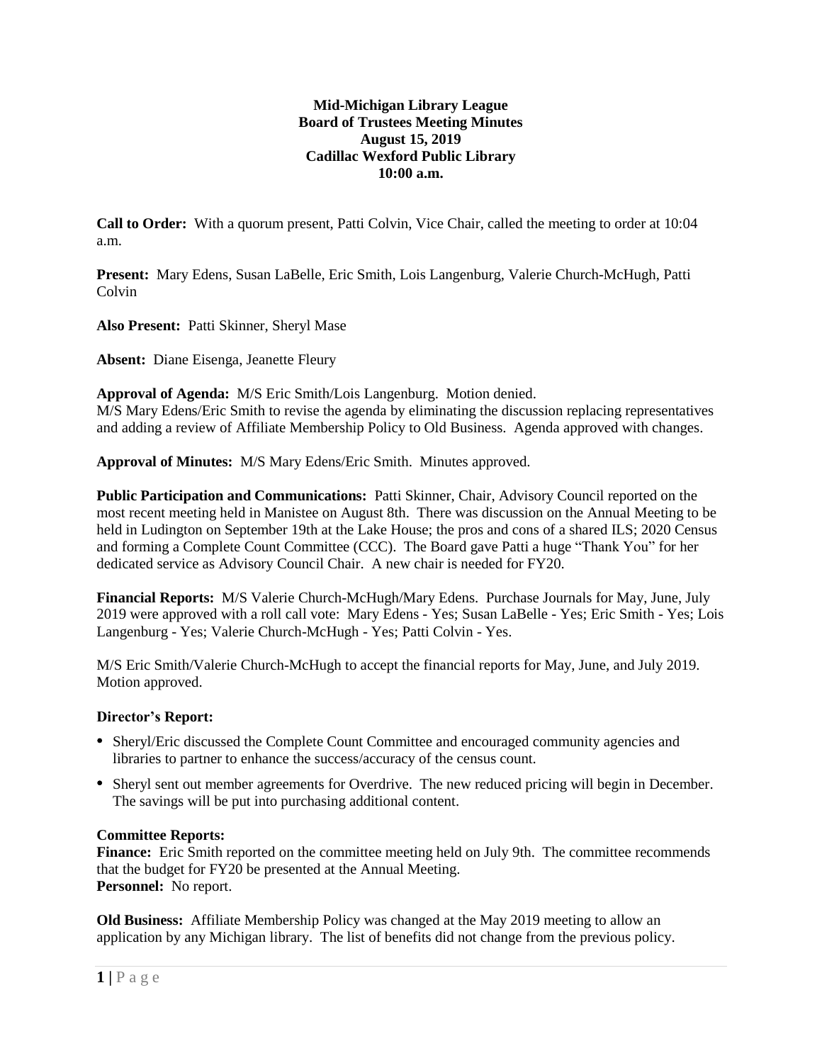**Mid-Michigan Library League**
**Board of Trustees Meeting Minutes**
**August 15, 2019**
**Cadillac Wexford Public Library**
**10:00 a.m.**

**Call to Order:** With a quorum present, Patti Colvin, Vice Chair, called the meeting to order at 10:04 a.m.

**Present:** Mary Edens, Susan LaBelle, Eric Smith, Lois Langenburg, Valerie Church-McHugh, Patti Colvin

**Also Present:** Patti Skinner, Sheryl Mase

**Absent:** Diane Eisenga, Jeanette Fleury

**Approval of Agenda:** M/S Eric Smith/Lois Langenburg. Motion denied.
M/S Mary Edens/Eric Smith to revise the agenda by eliminating the discussion replacing representatives and adding a review of Affiliate Membership Policy to Old Business. Agenda approved with changes.

**Approval of Minutes:** M/S Mary Edens/Eric Smith. Minutes approved.

**Public Participation and Communications:** Patti Skinner, Chair, Advisory Council reported on the most recent meeting held in Manistee on August 8th. There was discussion on the Annual Meeting to be held in Ludington on September 19th at the Lake House; the pros and cons of a shared ILS; 2020 Census and forming a Complete Count Committee (CCC). The Board gave Patti a huge "Thank You" for her dedicated service as Advisory Council Chair. A new chair is needed for FY20.

**Financial Reports:** M/S Valerie Church-McHugh/Mary Edens. Purchase Journals for May, June, July 2019 were approved with a roll call vote: Mary Edens - Yes; Susan LaBelle - Yes; Eric Smith - Yes; Lois Langenburg - Yes; Valerie Church-McHugh - Yes; Patti Colvin - Yes.

M/S Eric Smith/Valerie Church-McHugh to accept the financial reports for May, June, and July 2019. Motion approved.

**Director's Report:**

- Sheryl/Eric discussed the Complete Count Committee and encouraged community agencies and libraries to partner to enhance the success/accuracy of the census count.
- Sheryl sent out member agreements for Overdrive. The new reduced pricing will begin in December. The savings will be put into purchasing additional content.

**Committee Reports:**
**Finance:** Eric Smith reported on the committee meeting held on July 9th. The committee recommends that the budget for FY20 be presented at the Annual Meeting.
**Personnel:** No report.

**Old Business:** Affiliate Membership Policy was changed at the May 2019 meeting to allow an application by any Michigan library. The list of benefits did not change from the previous policy.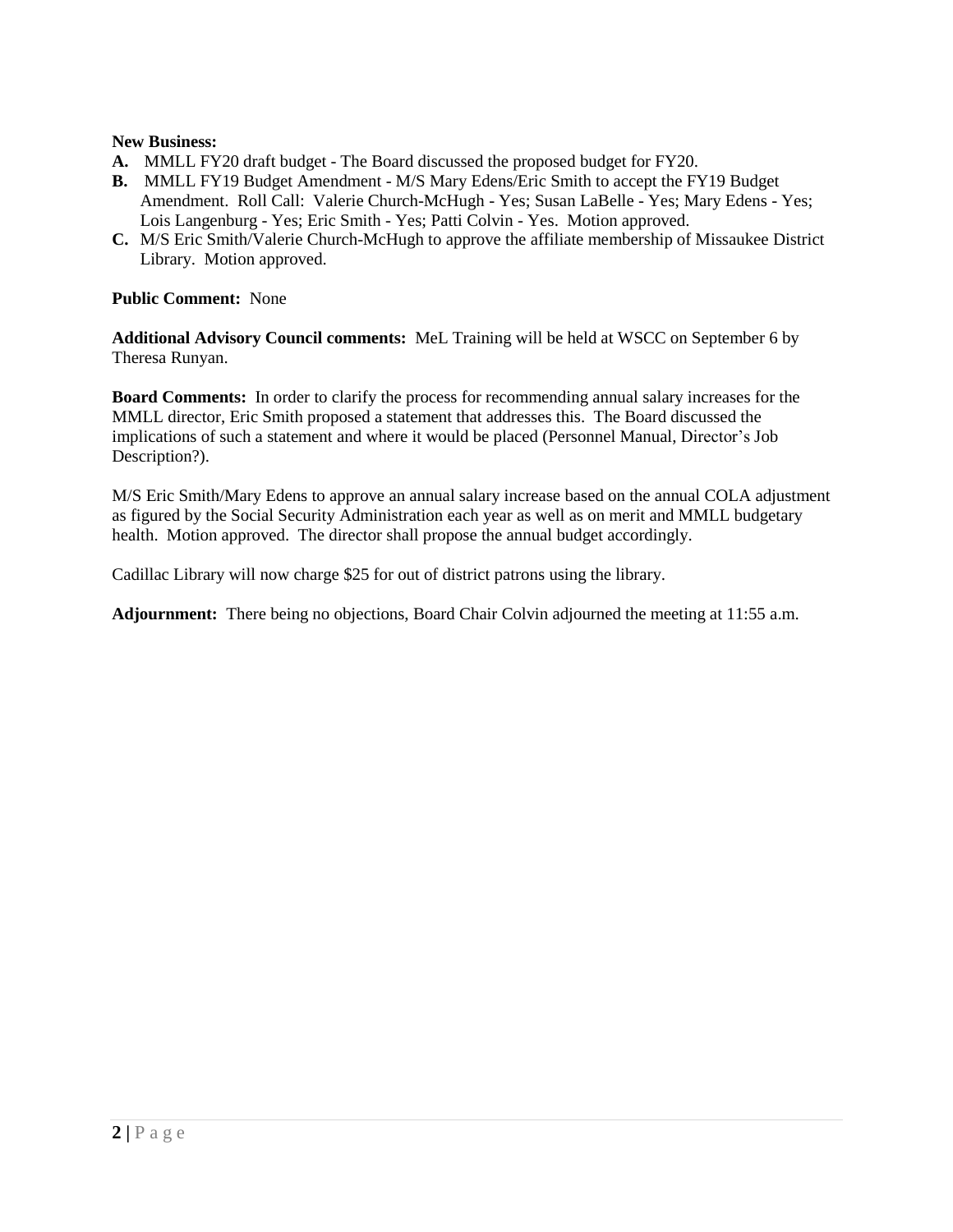**New Business:**

**A.** MMLL FY20 draft budget - The Board discussed the proposed budget for FY20.

**B.** MMLL FY19 Budget Amendment - M/S Mary Edens/Eric Smith to accept the FY19 Budget Amendment. Roll Call: Valerie Church-McHugh - Yes; Susan LaBelle - Yes; Mary Edens - Yes; Lois Langenburg - Yes; Eric Smith - Yes; Patti Colvin - Yes. Motion approved.

**C.** M/S Eric Smith/Valerie Church-McHugh to approve the affiliate membership of Missaukee District Library. Motion approved.

**Public Comment:** None

**Additional Advisory Council comments:** MeL Training will be held at WSCC on September 6 by Theresa Runyan.

**Board Comments:** In order to clarify the process for recommending annual salary increases for the MMLL director, Eric Smith proposed a statement that addresses this. The Board discussed the implications of such a statement and where it would be placed (Personnel Manual, Director's Job Description?).

M/S Eric Smith/Mary Edens to approve an annual salary increase based on the annual COLA adjustment as figured by the Social Security Administration each year as well as on merit and MMLL budgetary health. Motion approved. The director shall propose the annual budget accordingly.

Cadillac Library will now charge $25 for out of district patrons using the library.

**Adjournment:** There being no objections, Board Chair Colvin adjourned the meeting at 11:55 a.m.